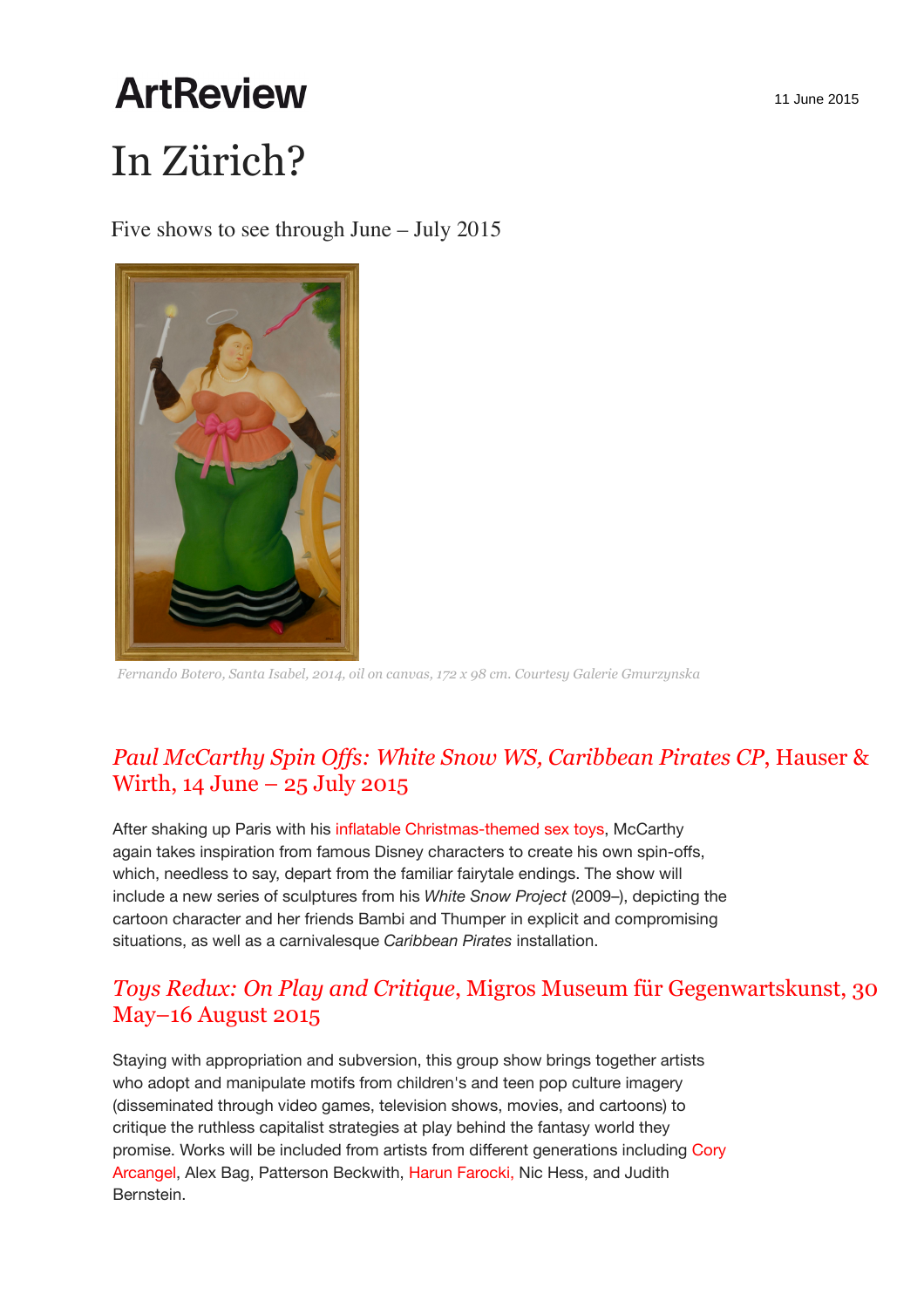ArtReview

11 June 2015

# In Zürich?

Five shows to see through June – July 2015

*Fernando Botero, Santa Isabel, 2014, oil on canvas, 172 x 98 cm. Courtesy Galerie Gmurzynska*

## *Paul McCarthy Spin Offs: White Snow WS, Caribbean Pirates CP*, Hauser & Wirth, 14 June – 25 July 2015

After shaking up Paris with his inflatable Christmas-themed sex toys, McCarthy again takes inspiration from famous Disney characters to create his own spin-offs, which, needless to say, depart from the familiar fairytale endings. The show will include a new series of sculptures from his *White Snow Project* (2009–), depicting the cartoon character and her friends Bambi and Thumper in explicit and compromising situations, as well as a carnivalesque *Caribbean Pirates* installation.

## *Toys Redux: On Play and Critique*, Migros Museum für Gegenwartskunst, 30 May–16 August 2015

Staying with appropriation and subversion, this group show brings together artists who adopt and manipulate motifs from children's and teen pop culture imagery (disseminated through video games, television shows, movies, and cartoons) to critique the ruthless capitalist strategies at play behind the fantasy world they promise. Works will be included from artists from different generations including Cory Arcangel, Alex Bag, Patterson Beckwith, Harun Farocki, Nic Hess, and Judith Bernstein.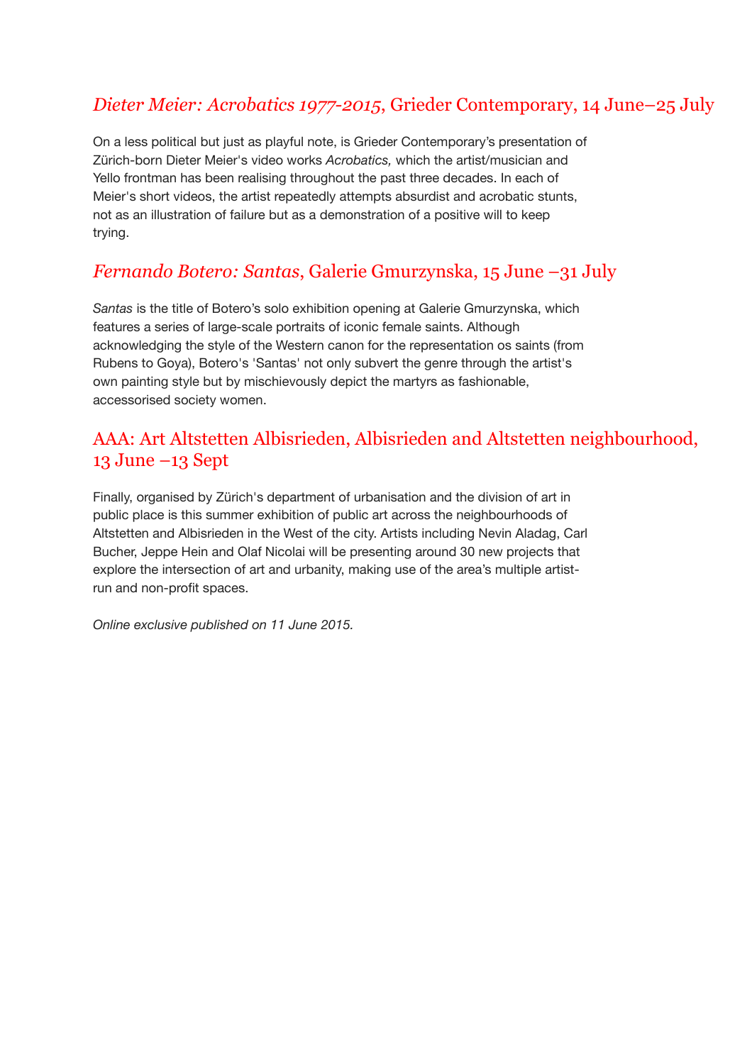## *Dieter Meier: Acrobatics 1977-2015*, Grieder Contemporary, 14 June–25 July

On a less political but just as playful note, is Grieder Contemporary's presentation of Zürich-born Dieter Meier's video works *Acrobatics,* which the artist/musician and Yello frontman has been realising throughout the past three decades. In each of Meier's short videos, the artist repeatedly attempts absurdist and acrobatic stunts, not as an illustration of failure but as a demonstration of a positive will to keep trying.

## *Fernando Botero: Santas*, Galerie Gmurzynska, 15 June –31 July

*Santas* is the title of Botero's solo exhibition opening at Galerie Gmurzynska, which features a series of large-scale portraits of iconic female saints. Although acknowledging the style of the Western canon for the representation os saints (from Rubens to Goya), Botero's 'Santas' not only subvert the genre through the artist's own painting style but by mischievously depict the martyrs as fashionable, accessorised society women.

## AAA: Art Altstetten Albisrieden, Albisrieden and Altstetten neighbourhood, 13 June –13 Sept

Finally, organised by Zürich's department of urbanisation and the division of art in public place is this summer exhibition of public art across the neighbourhoods of Altstetten and Albisrieden in the West of the city. Artists including Nevin Aladag, Carl Bucher, Jeppe Hein and Olaf Nicolai will be presenting around 30 new projects that explore the intersection of art and urbanity, making use of the area's multiple artist-run and non-profit spaces.

*Online exclusive published on 11 June 2015.*